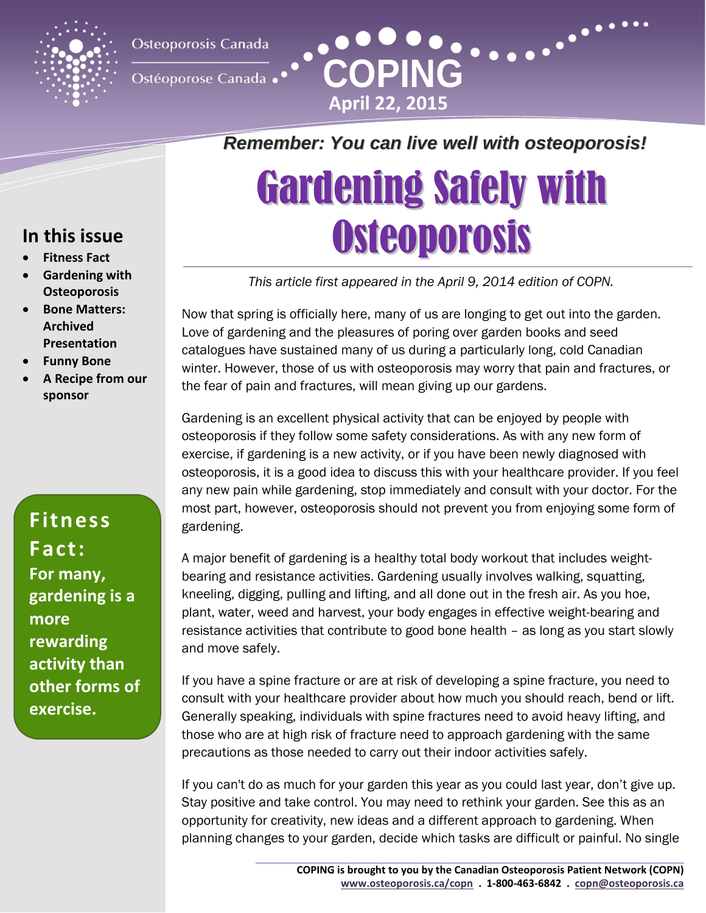Osteoporosis Canada

Ostéoporose Canada

# COPING

**April 22, 2015**

***Remember: You can live well with osteoporosis!***

## In this issue

- **Fitness Fact**
- **Gardening with Osteoporosis**
- **Bone Matters: Archived Presentation**
- **Funny Bone**
- **A Recipe from our sponsor**

**Fitness Fact:**
**For many, gardening is a more rewarding activity than other forms of exercise.**

# Gardening Safely with Osteoporosis

*This article first appeared in the April 9, 2014 edition of COPN.*

Now that spring is officially here, many of us are longing to get out into the garden. Love of gardening and the pleasures of poring over garden books and seed catalogues have sustained many of us during a particularly long, cold Canadian winter. However, those of us with osteoporosis may worry that pain and fractures, or the fear of pain and fractures, will mean giving up our gardens.

Gardening is an excellent physical activity that can be enjoyed by people with osteoporosis if they follow some safety considerations. As with any new form of exercise, if gardening is a new activity, or if you have been newly diagnosed with osteoporosis, it is a good idea to discuss this with your healthcare provider. If you feel any new pain while gardening, stop immediately and consult with your doctor. For the most part, however, osteoporosis should not prevent you from enjoying some form of gardening.

A major benefit of gardening is a healthy total body workout that includes weight-bearing and resistance activities. Gardening usually involves walking, squatting, kneeling, digging, pulling and lifting, and all done out in the fresh air. As you hoe, plant, water, weed and harvest, your body engages in effective weight-bearing and resistance activities that contribute to good bone health – as long as you start slowly and move safely.

If you have a spine fracture or are at risk of developing a spine fracture, you need to consult with your healthcare provider about how much you should reach, bend or lift. Generally speaking, individuals with spine fractures need to avoid heavy lifting, and those who are at high risk of fracture need to approach gardening with the same precautions as those needed to carry out their indoor activities safely.

If you can't do as much for your garden this year as you could last year, don't give up. Stay positive and take control. You may need to rethink your garden. See this as an opportunity for creativity, new ideas and a different approach to gardening. When planning changes to your garden, decide which tasks are difficult or painful. No single

**COPING is brought to you by the Canadian Osteoporosis Patient Network (COPN)**
**www.osteoporosis.ca/copn . 1-800-463-6842 . copn@osteoporosis.ca**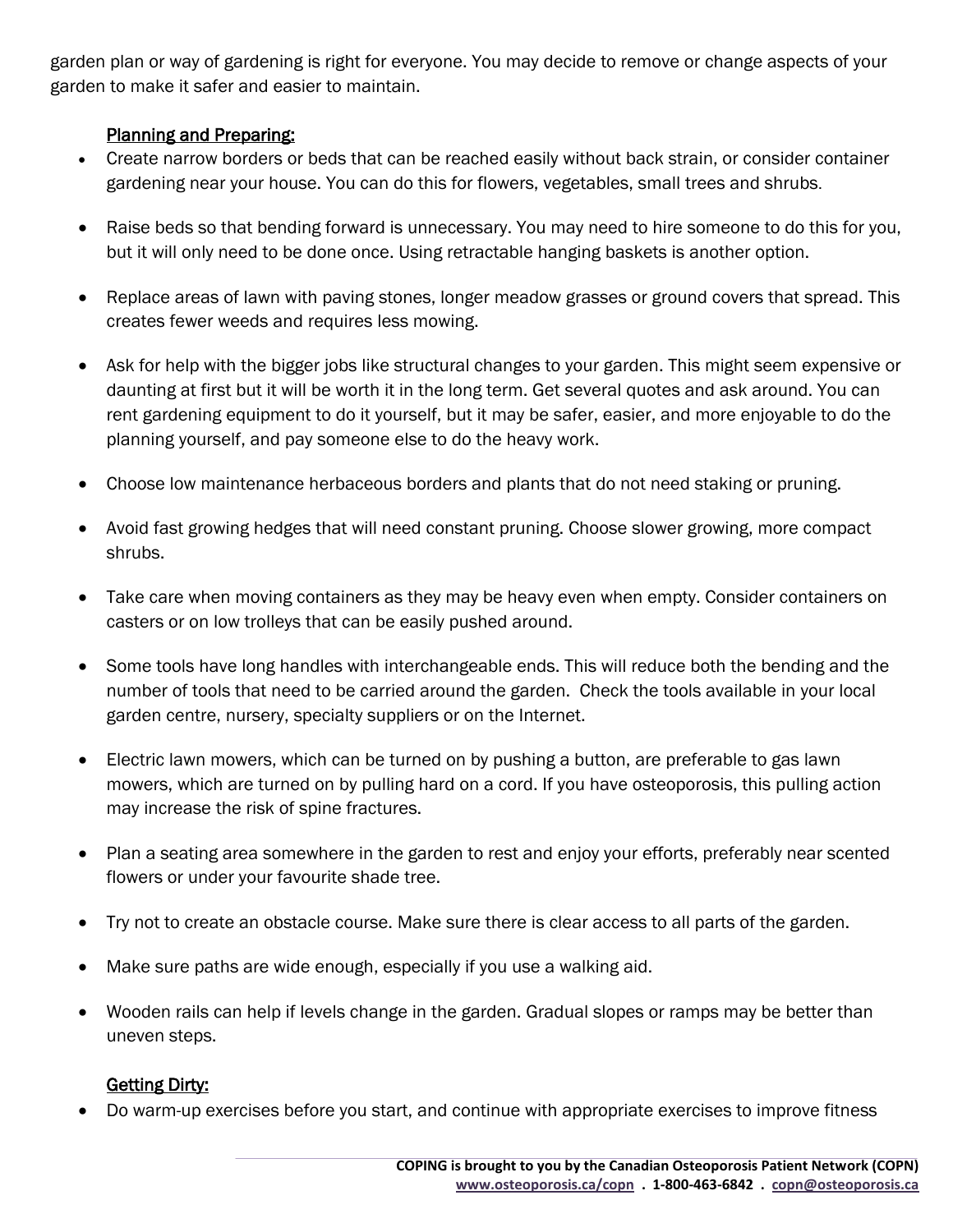garden plan or way of gardening is right for everyone. You may decide to remove or change aspects of your garden to make it safer and easier to maintain.

<u>Planning and Preparing:</u>

- Create narrow borders or beds that can be reached easily without back strain, or consider container gardening near your house. You can do this for flowers, vegetables, small trees and shrubs.
- Raise beds so that bending forward is unnecessary. You may need to hire someone to do this for you, but it will only need to be done once. Using retractable hanging baskets is another option.
- Replace areas of lawn with paving stones, longer meadow grasses or ground covers that spread. This creates fewer weeds and requires less mowing.
- Ask for help with the bigger jobs like structural changes to your garden. This might seem expensive or daunting at first but it will be worth it in the long term. Get several quotes and ask around. You can rent gardening equipment to do it yourself, but it may be safer, easier, and more enjoyable to do the planning yourself, and pay someone else to do the heavy work.
- Choose low maintenance herbaceous borders and plants that do not need staking or pruning.
- Avoid fast growing hedges that will need constant pruning. Choose slower growing, more compact shrubs.
- Take care when moving containers as they may be heavy even when empty. Consider containers on casters or on low trolleys that can be easily pushed around.
- Some tools have long handles with interchangeable ends. This will reduce both the bending and the number of tools that need to be carried around the garden. Check the tools available in your local garden centre, nursery, specialty suppliers or on the Internet.
- Electric lawn mowers, which can be turned on by pushing a button, are preferable to gas lawn mowers, which are turned on by pulling hard on a cord. If you have osteoporosis, this pulling action may increase the risk of spine fractures.
- Plan a seating area somewhere in the garden to rest and enjoy your efforts, preferably near scented flowers or under your favourite shade tree.
- Try not to create an obstacle course. Make sure there is clear access to all parts of the garden.
- Make sure paths are wide enough, especially if you use a walking aid.
- Wooden rails can help if levels change in the garden. Gradual slopes or ramps may be better than uneven steps.

<u>Getting Dirty:</u>

- Do warm-up exercises before you start, and continue with appropriate exercises to improve fitness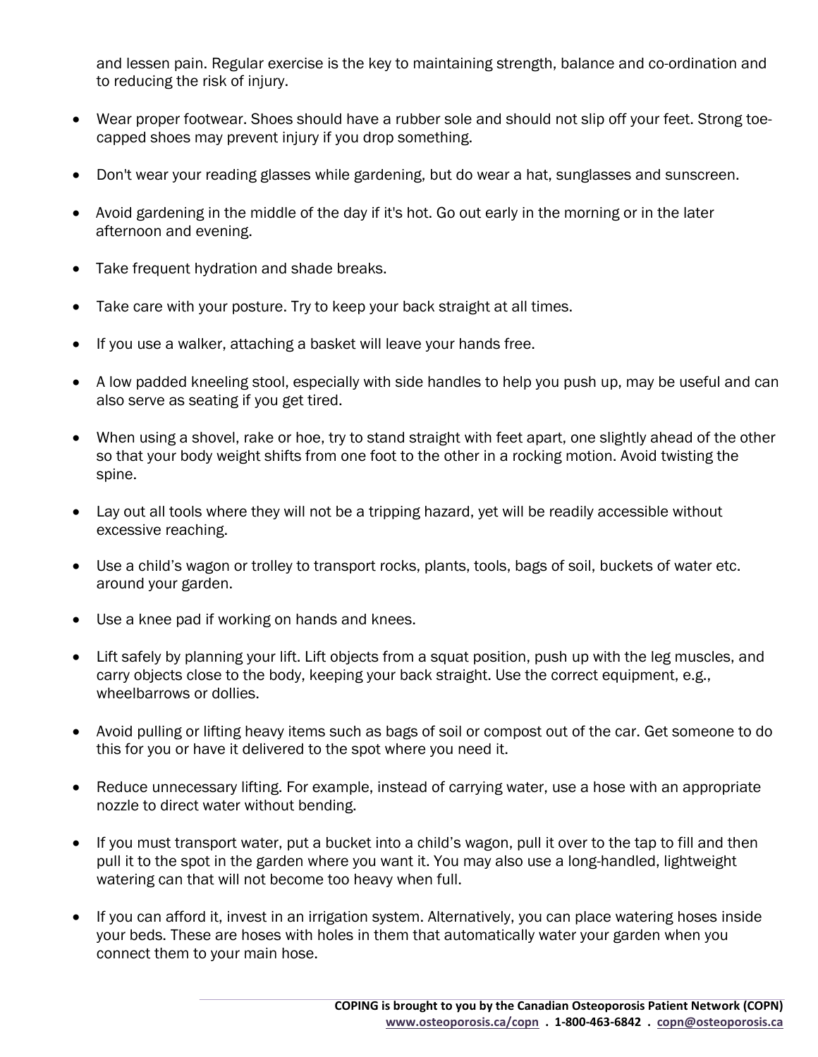and lessen pain. Regular exercise is the key to maintaining strength, balance and co-ordination and to reducing the risk of injury.

- Wear proper footwear. Shoes should have a rubber sole and should not slip off your feet. Strong toe-capped shoes may prevent injury if you drop something.
- Don't wear your reading glasses while gardening, but do wear a hat, sunglasses and sunscreen.
- Avoid gardening in the middle of the day if it's hot. Go out early in the morning or in the later afternoon and evening.
- Take frequent hydration and shade breaks.
- Take care with your posture. Try to keep your back straight at all times.
- If you use a walker, attaching a basket will leave your hands free.
- A low padded kneeling stool, especially with side handles to help you push up, may be useful and can also serve as seating if you get tired.
- When using a shovel, rake or hoe, try to stand straight with feet apart, one slightly ahead of the other so that your body weight shifts from one foot to the other in a rocking motion. Avoid twisting the spine.
- Lay out all tools where they will not be a tripping hazard, yet will be readily accessible without excessive reaching.
- Use a child's wagon or trolley to transport rocks, plants, tools, bags of soil, buckets of water etc. around your garden.
- Use a knee pad if working on hands and knees.
- Lift safely by planning your lift. Lift objects from a squat position, push up with the leg muscles, and carry objects close to the body, keeping your back straight. Use the correct equipment, e.g., wheelbarrows or dollies.
- Avoid pulling or lifting heavy items such as bags of soil or compost out of the car. Get someone to do this for you or have it delivered to the spot where you need it.
- Reduce unnecessary lifting. For example, instead of carrying water, use a hose with an appropriate nozzle to direct water without bending.
- If you must transport water, put a bucket into a child's wagon, pull it over to the tap to fill and then pull it to the spot in the garden where you want it. You may also use a long-handled, lightweight watering can that will not become too heavy when full.
- If you can afford it, invest in an irrigation system. Alternatively, you can place watering hoses inside your beds. These are hoses with holes in them that automatically water your garden when you connect them to your main hose.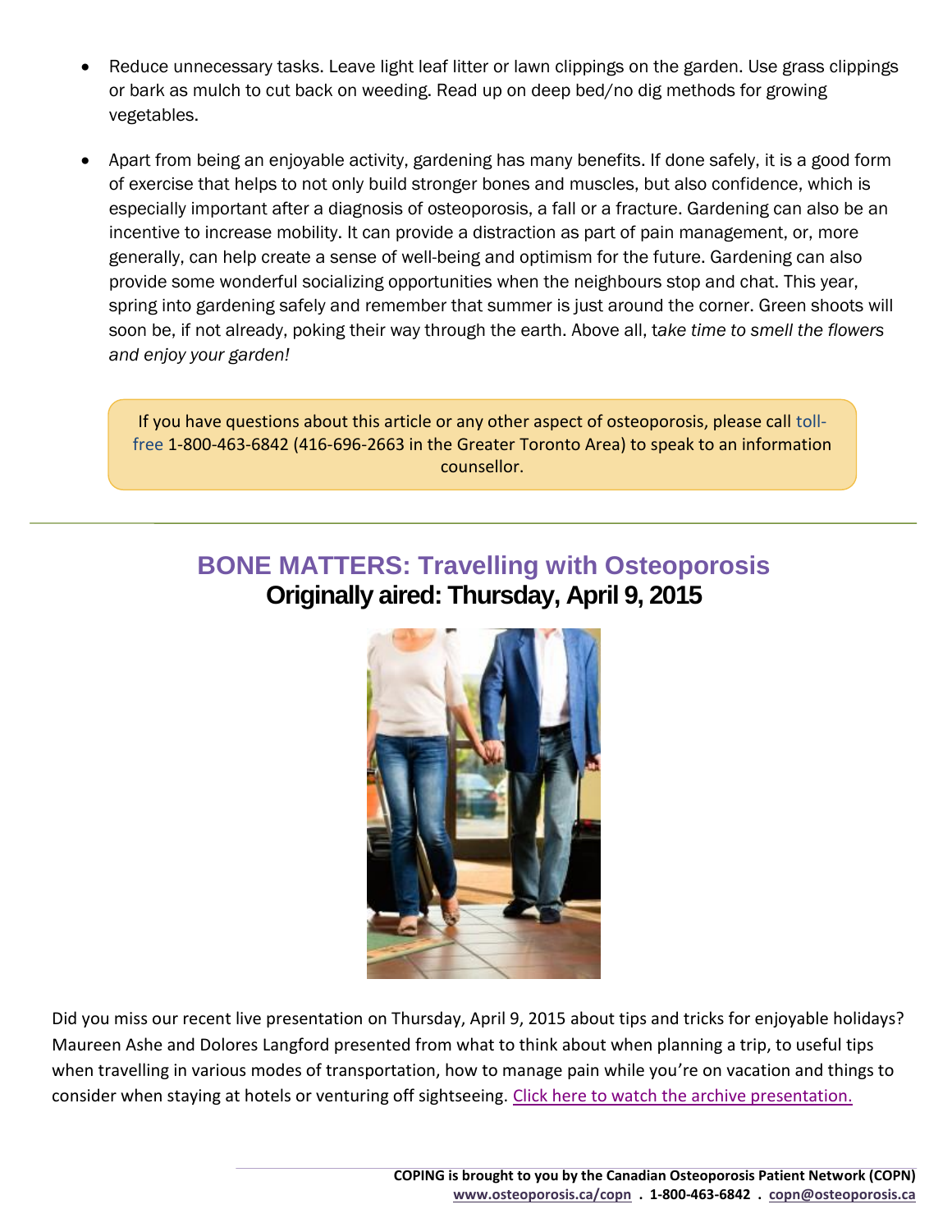- Reduce unnecessary tasks. Leave light leaf litter or lawn clippings on the garden. Use grass clippings or bark as mulch to cut back on weeding. Read up on deep bed/no dig methods for growing vegetables.
- Apart from being an enjoyable activity, gardening has many benefits. If done safely, it is a good form of exercise that helps to not only build stronger bones and muscles, but also confidence, which is especially important after a diagnosis of osteoporosis, a fall or a fracture. Gardening can also be an incentive to increase mobility. It can provide a distraction as part of pain management, or, more generally, can help create a sense of well-being and optimism for the future. Gardening can also provide some wonderful socializing opportunities when the neighbours stop and chat. This year, spring into gardening safely and remember that summer is just around the corner. Green shoots will soon be, if not already, poking their way through the earth. Above all, t*ake time to smell the flowers and enjoy your garden!*

> If you have questions about this article or any other aspect of osteoporosis, please call toll-free 1-800-463-6842 (416-696-2663 in the Greater Toronto Area) to speak to an information counsellor.

## BONE MATTERS: Travelling with Osteoporosis

**Originally aired: Thursday, April 9, 2015**

Did you miss our recent live presentation on Thursday, April 9, 2015 about tips and tricks for enjoyable holidays? Maureen Ashe and Dolores Langford presented from what to think about when planning a trip, to useful tips when travelling in various modes of transportation, how to manage pain while you're on vacation and things to consider when staying at hotels or venturing off sightseeing. Click here to watch the archive presentation.

**COPING is brought to you by the Canadian Osteoporosis Patient Network (COPN)**
**www.osteoporosis.ca/copn . 1-800-463-6842 . copn@osteoporosis.ca**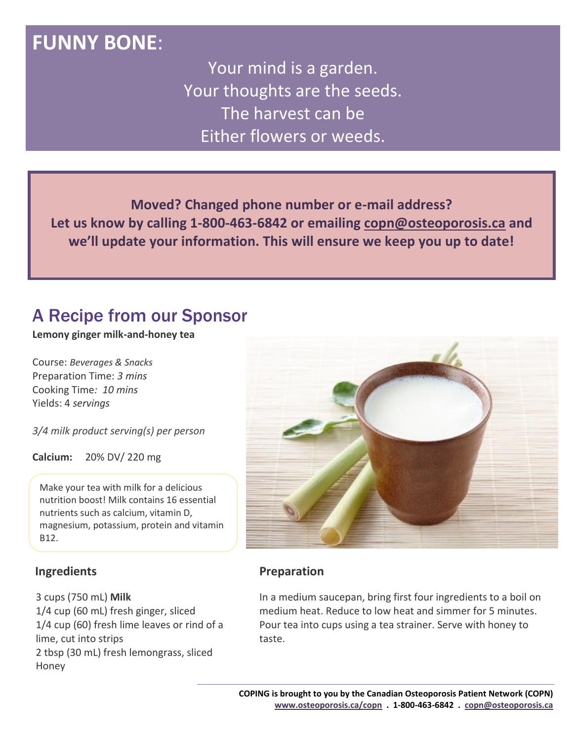## FUNNY BONE:

Your mind is a garden.
Your thoughts are the seeds.
The harvest can be
Either flowers or weeds.

**Moved? Changed phone number or e-mail address?
Let us know by calling 1-800-463-6842 or emailing copn@osteoporosis.ca and we'll update your information. This will ensure we keep you up to date!**

## A Recipe from our Sponsor

**Lemony ginger milk-and-honey tea**

Course: *Beverages & Snacks*
Preparation Time: *3 mins*
Cooking Time*: 10 mins*
Yields: 4 *servings*

*3/4 milk product serving(s) per person*

**Calcium:** 20% DV/ 220 mg

Make your tea with milk for a delicious nutrition boost! Milk contains 16 essential nutrients such as calcium, vitamin D, magnesium, potassium, protein and vitamin B12.

### Ingredients

3 cups (750 mL) **Milk**
1/4 cup (60 mL) fresh ginger, sliced
1/4 cup (60) fresh lime leaves or rind of a lime, cut into strips
2 tbsp (30 mL) fresh lemongrass, sliced
Honey

### Preparation

In a medium saucepan, bring first four ingredients to a boil on medium heat. Reduce to low heat and simmer for 5 minutes. Pour tea into cups using a tea strainer. Serve with honey to taste.

**COPING is brought to you by the Canadian Osteoporosis Patient Network (COPN)**
**www.osteoporosis.ca/copn . 1-800-463-6842 . copn@osteoporosis.ca**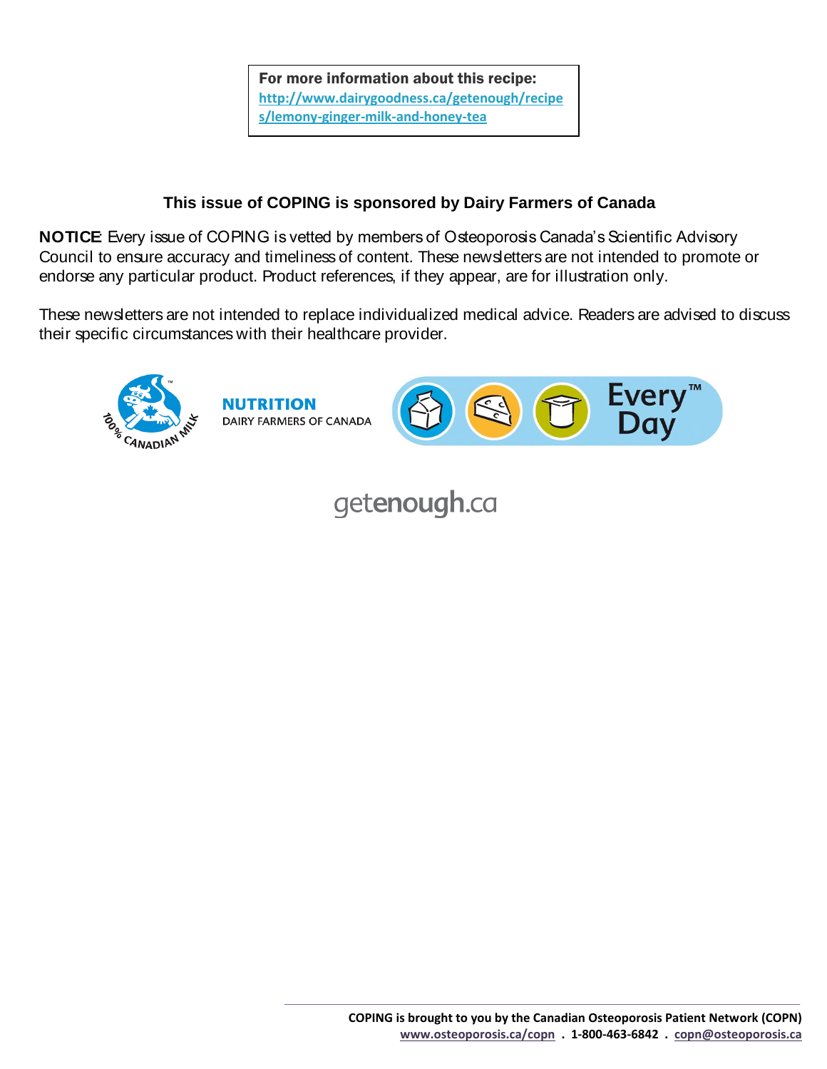**For more information about this recipe:**
http://www.dairygoodness.ca/getenough/recipes/lemony-ginger-milk-and-honey-tea

**This issue of COPING is sponsored by Dairy Farmers of Canada**

**NOTICE**: Every issue of COPING is vetted by members of Osteoporosis Canada's Scientific Advisory Council to ensure accuracy and timeliness of content. These newsletters are not intended to promote or endorse any particular product. Product references, if they appear, are for illustration only.

These newsletters are not intended to replace individualized medical advice. Readers are advised to discuss their specific circumstances with their healthcare provider.

100% CANADIAN MILK

NUTRITION
DAIRY FARMERS OF CANADA

Every™ Day

getenough.ca

**COPING is brought to you by the Canadian Osteoporosis Patient Network (COPN)**
**www.osteoporosis.ca/copn . 1-800-463-6842 . copn@osteoporosis.ca**